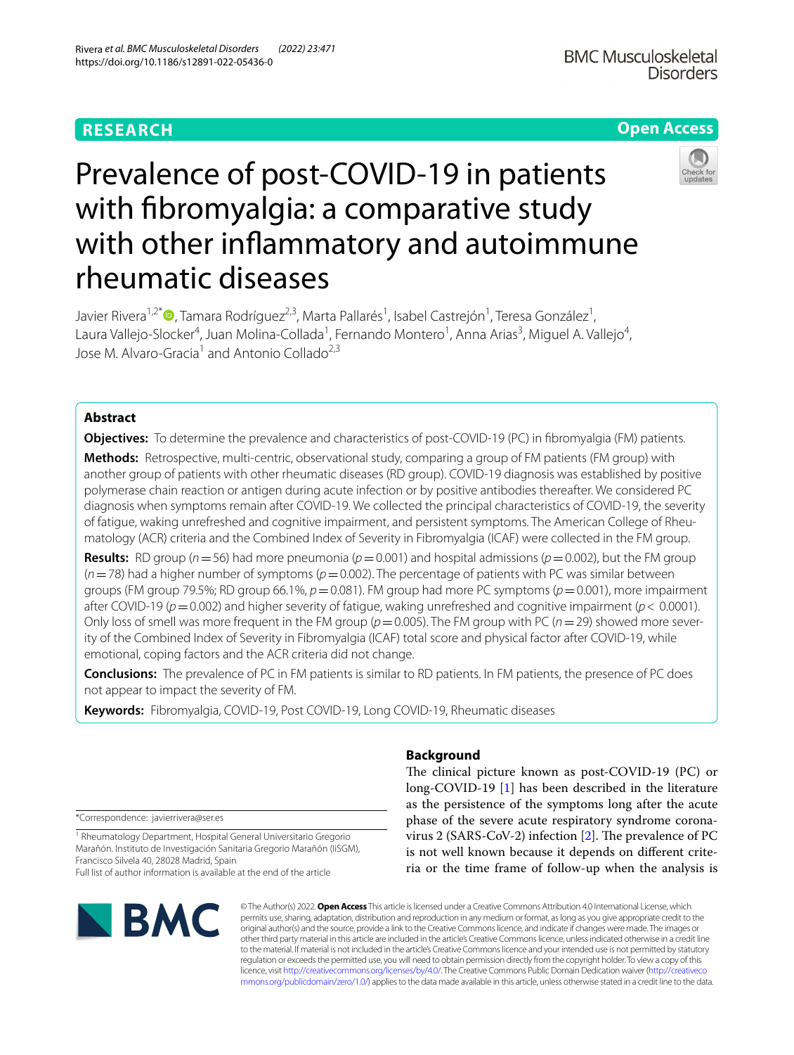RESEARCH

Open Access

# Prevalence of post-COVID-19 in patients with fibromyalgia: a comparative study with other inflammatory and autoimmune rheumatic diseases

Javier Rivera[1,2*], Tamara Rodríguez[2,3], Marta Pallarés[1], Isabel Castrejón[1], Teresa González[1], Laura Vallejo-Slocker[4], Juan Molina-Collada[1], Fernando Montero[1], Anna Arias[3], Miguel A. Vallejo[4], Jose M. Alvaro-Gracia[1] and Antonio Collado[2,3]

## Abstract

**Objectives:** To determine the prevalence and characteristics of post-COVID-19 (PC) in fibromyalgia (FM) patients.

**Methods:** Retrospective, multi-centric, observational study, comparing a group of FM patients (FM group) with another group of patients with other rheumatic diseases (RD group). COVID-19 diagnosis was established by positive polymerase chain reaction or antigen during acute infection or by positive antibodies thereafter. We considered PC diagnosis when symptoms remain after COVID-19. We collected the principal characteristics of COVID-19, the severity of fatigue, waking unrefreshed and cognitive impairment, and persistent symptoms. The American College of Rheumatology (ACR) criteria and the Combined Index of Severity in Fibromyalgia (ICAF) were collected in the FM group.

**Results:** RD group ($n=56$) had more pneumonia ($p=0.001$) and hospital admissions ($p=0.002$), but the FM group ($n=78$) had a higher number of symptoms ($p=0.002$). The percentage of patients with PC was similar between groups (FM group 79.5%; RD group 66.1%, $p=0.081$). FM group had more PC symptoms ($p=0.001$), more impairment after COVID-19 ($p=0.002$) and higher severity of fatigue, waking unrefreshed and cognitive impairment ($p<0.0001$). Only loss of smell was more frequent in the FM group ($p=0.005$). The FM group with PC ($n=29$) showed more severity of the Combined Index of Severity in Fibromyalgia (ICAF) total score and physical factor after COVID-19, while emotional, coping factors and the ACR criteria did not change.

**Conclusions:** The prevalence of PC in FM patients is similar to RD patients. In FM patients, the presence of PC does not appear to impact the severity of FM.

**Keywords:** Fibromyalgia, COVID-19, Post COVID-19, Long COVID-19, Rheumatic diseases

*Correspondence: javierrivera@ser.es

[1] Rheumatology Department, Hospital General Universitario Gregorio Marañón. Instituto de Investigación Sanitaria Gregorio Marañón (IiSGM), Francisco Silvela 40, 28028 Madrid, Spain

Full list of author information is available at the end of the article

## Background

The clinical picture known as post-COVID-19 (PC) or long-COVID-19 [1] has been described in the literature as the persistence of the symptoms long after the acute phase of the severe acute respiratory syndrome coronavirus 2 (SARS-CoV-2) infection [2]. The prevalence of PC is not well known because it depends on different criteria or the time frame of follow-up when the analysis is

© The Author(s) 2022. **Open Access** This article is licensed under a Creative Commons Attribution 4.0 International License, which permits use, sharing, adaptation, distribution and reproduction in any medium or format, as long as you give appropriate credit to the original author(s) and the source, provide a link to the Creative Commons licence, and indicate if changes were made. The images or other third party material in this article are included in the article's Creative Commons licence, unless indicated otherwise in a credit line to the material. If material is not included in the article's Creative Commons licence and your intended use is not permitted by statutory regulation or exceeds the permitted use, you will need to obtain permission directly from the copyright holder. To view a copy of this licence, visit http://creativecommons.org/licenses/by/4.0/. The Creative Commons Public Domain Dedication waiver (http://creativecommons.org/publicdomain/zero/1.0/) applies to the data made available in this article, unless otherwise stated in a credit line to the data.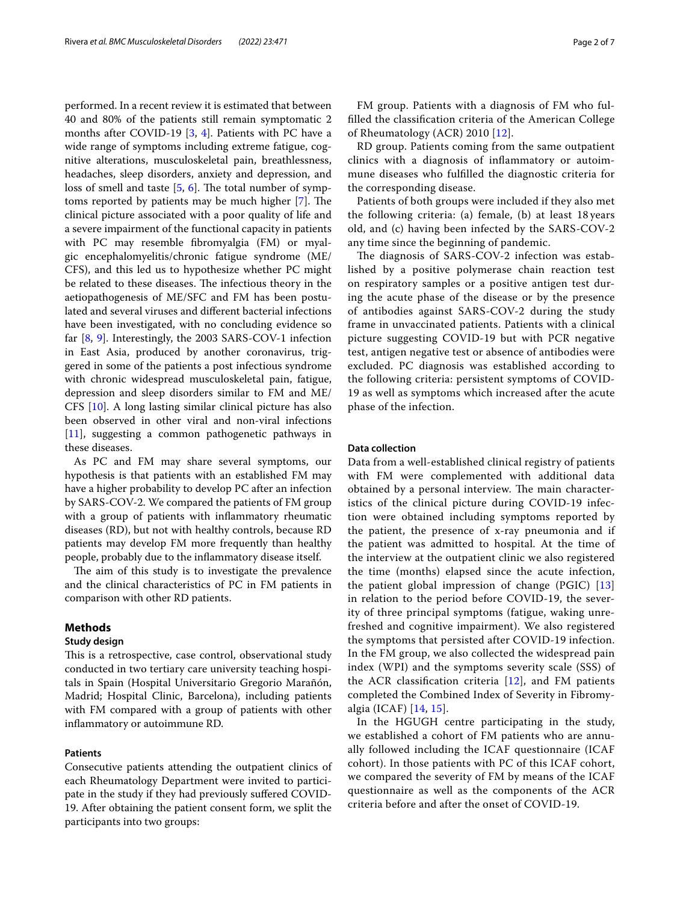performed. In a recent review it is estimated that between 40 and 80% of the patients still remain symptomatic 2 months after COVID-19 [3, 4]. Patients with PC have a wide range of symptoms including extreme fatigue, cognitive alterations, musculoskeletal pain, breathlessness, headaches, sleep disorders, anxiety and depression, and loss of smell and taste [5, 6]. The total number of symptoms reported by patients may be much higher [7]. The clinical picture associated with a poor quality of life and a severe impairment of the functional capacity in patients with PC may resemble fibromyalgia (FM) or myalgic encephalomyelitis/chronic fatigue syndrome (ME/CFS), and this led us to hypothesize whether PC might be related to these diseases. The infectious theory in the aetiopathogenesis of ME/SFC and FM has been postulated and several viruses and different bacterial infections have been investigated, with no concluding evidence so far [8, 9]. Interestingly, the 2003 SARS-COV-1 infection in East Asia, produced by another coronavirus, triggered in some of the patients a post infectious syndrome with chronic widespread musculoskeletal pain, fatigue, depression and sleep disorders similar to FM and ME/CFS [10]. A long lasting similar clinical picture has also been observed in other viral and non-viral infections [11], suggesting a common pathogenetic pathways in these diseases.

As PC and FM may share several symptoms, our hypothesis is that patients with an established FM may have a higher probability to develop PC after an infection by SARS-COV-2. We compared the patients of FM group with a group of patients with inflammatory rheumatic diseases (RD), but not with healthy controls, because RD patients may develop FM more frequently than healthy people, probably due to the inflammatory disease itself.

The aim of this study is to investigate the prevalence and the clinical characteristics of PC in FM patients in comparison with other RD patients.

## Methods

### Study design

This is a retrospective, case control, observational study conducted in two tertiary care university teaching hospitals in Spain (Hospital Universitario Gregorio Marañón, Madrid; Hospital Clinic, Barcelona), including patients with FM compared with a group of patients with other inflammatory or autoimmune RD.

### Patients

Consecutive patients attending the outpatient clinics of each Rheumatology Department were invited to participate in the study if they had previously suffered COVID-19. After obtaining the patient consent form, we split the participants into two groups:

FM group. Patients with a diagnosis of FM who fulfilled the classification criteria of the American College of Rheumatology (ACR) 2010 [12].

RD group. Patients coming from the same outpatient clinics with a diagnosis of inflammatory or autoimmune diseases who fulfilled the diagnostic criteria for the corresponding disease.

Patients of both groups were included if they also met the following criteria: (a) female, (b) at least 18 years old, and (c) having been infected by the SARS-COV-2 any time since the beginning of pandemic.

The diagnosis of SARS-COV-2 infection was established by a positive polymerase chain reaction test on respiratory samples or a positive antigen test during the acute phase of the disease or by the presence of antibodies against SARS-COV-2 during the study frame in unvaccinated patients. Patients with a clinical picture suggesting COVID-19 but with PCR negative test, antigen negative test or absence of antibodies were excluded. PC diagnosis was established according to the following criteria: persistent symptoms of COVID-19 as well as symptoms which increased after the acute phase of the infection.

### Data collection

Data from a well-established clinical registry of patients with FM were complemented with additional data obtained by a personal interview. The main characteristics of the clinical picture during COVID-19 infection were obtained including symptoms reported by the patient, the presence of x-ray pneumonia and if the patient was admitted to hospital. At the time of the interview at the outpatient clinic we also registered the time (months) elapsed since the acute infection, the patient global impression of change (PGIC) [13] in relation to the period before COVID-19, the severity of three principal symptoms (fatigue, waking unrefreshed and cognitive impairment). We also registered the symptoms that persisted after COVID-19 infection. In the FM group, we also collected the widespread pain index (WPI) and the symptoms severity scale (SSS) of the ACR classification criteria [12], and FM patients completed the Combined Index of Severity in Fibromyalgia (ICAF) [14, 15].

In the HGUGH centre participating in the study, we established a cohort of FM patients who are annually followed including the ICAF questionnaire (ICAF cohort). In those patients with PC of this ICAF cohort, we compared the severity of FM by means of the ICAF questionnaire as well as the components of the ACR criteria before and after the onset of COVID-19.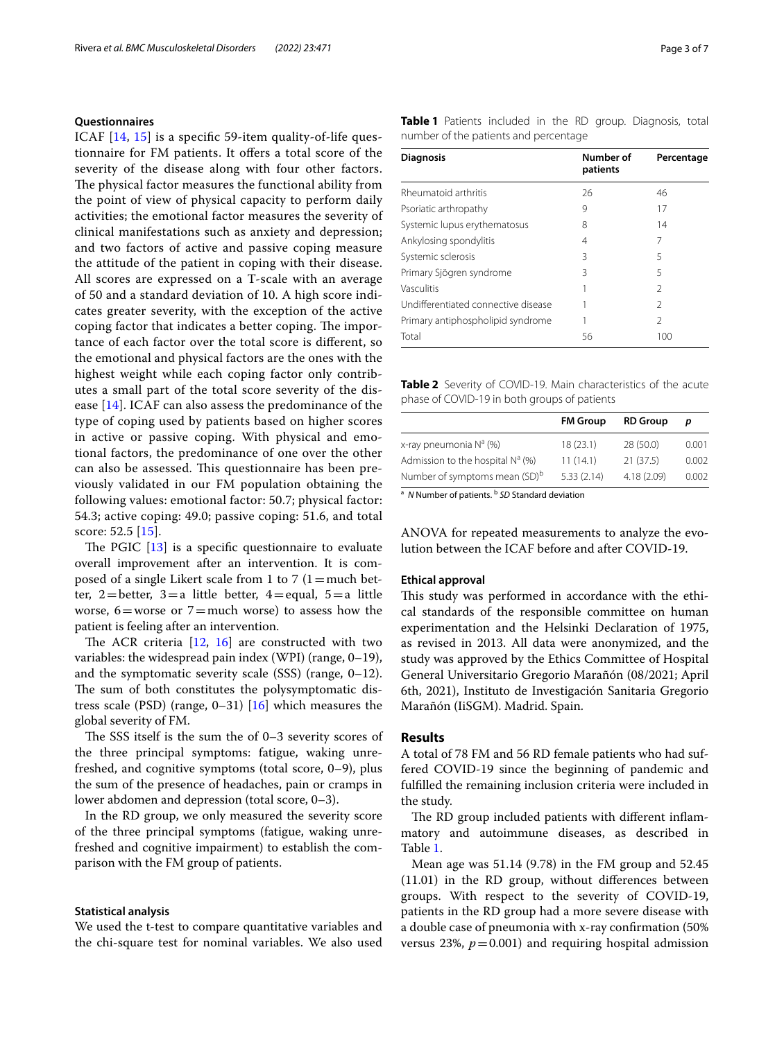### Questionnaires

ICAF [14, 15] is a specific 59-item quality-of-life questionnaire for FM patients. It offers a total score of the severity of the disease along with four other factors. The physical factor measures the functional ability from the point of view of physical capacity to perform daily activities; the emotional factor measures the severity of clinical manifestations such as anxiety and depression; and two factors of active and passive coping measure the attitude of the patient in coping with their disease. All scores are expressed on a T-scale with an average of 50 and a standard deviation of 10. A high score indicates greater severity, with the exception of the active coping factor that indicates a better coping. The importance of each factor over the total score is different, so the emotional and physical factors are the ones with the highest weight while each coping factor only contributes a small part of the total score severity of the disease [14]. ICAF can also assess the predominance of the type of coping used by patients based on higher scores in active or passive coping. With physical and emotional factors, the predominance of one over the other can also be assessed. This questionnaire has been previously validated in our FM population obtaining the following values: emotional factor: 50.7; physical factor: 54.3; active coping: 49.0; passive coping: 51.6, and total score: 52.5 [15].

The PGIC [13] is a specific questionnaire to evaluate overall improvement after an intervention. It is composed of a single Likert scale from 1 to 7 (1 = much better, 2 = better, 3 = a little better, 4 = equal, 5 = a little worse, 6 = worse or 7 = much worse) to assess how the patient is feeling after an intervention.

The ACR criteria [12, 16] are constructed with two variables: the widespread pain index (WPI) (range, 0–19), and the symptomatic severity scale (SSS) (range, 0–12). The sum of both constitutes the polysymptomatic distress scale (PSD) (range, 0–31) [16] which measures the global severity of FM.

The SSS itself is the sum the of 0–3 severity scores of the three principal symptoms: fatigue, waking unrefreshed, and cognitive symptoms (total score, 0–9), plus the sum of the presence of headaches, pain or cramps in lower abdomen and depression (total score, 0–3).

In the RD group, we only measured the severity score of the three principal symptoms (fatigue, waking unrefreshed and cognitive impairment) to establish the comparison with the FM group of patients.

### Statistical analysis

We used the t-test to compare quantitative variables and the chi-square test for nominal variables. We also used ANOVA for repeated measurements to analyze the evolution between the ICAF before and after COVID-19.

### Ethical approval

This study was performed in accordance with the ethical standards of the responsible committee on human experimentation and the Helsinki Declaration of 1975, as revised in 2013. All data were anonymized, and the study was approved by the Ethics Committee of Hospital General Universitario Gregorio Marañón (08/2021; April 6th, 2021), Instituto de Investigación Sanitaria Gregorio Marañón (IiSGM). Madrid. Spain.

**Table 1** Patients included in the RD group. Diagnosis, total number of the patients and percentage

| Diagnosis | Number of patients | Percentage |
|---|---|---|
| Rheumatoid arthritis | 26 | 46 |
| Psoriatic arthropathy | 9 | 17 |
| Systemic lupus erythematosus | 8 | 14 |
| Ankylosing spondylitis | 4 | 7 |
| Systemic sclerosis | 3 | 5 |
| Primary Sjögren syndrome | 3 | 5 |
| Vasculitis | 1 | 2 |
| Undifferentiated connective disease | 1 | 2 |
| Primary antiphospholipid syndrome | 1 | 2 |
| Total | 56 | 100 |

**Table 2** Severity of COVID-19. Main characteristics of the acute phase of COVID-19 in both groups of patients

| | FM Group | RD Group | *p* |
|---|---|---|---|
| x-ray pneumonia N[a] (%) | 18 (23.1) | 28 (50.0) | 0.001 |
| Admission to the hospital N[a] (%) | 11 (14.1) | 21 (37.5) | 0.002 |
| Number of symptoms mean (SD)[b] | 5.33 (2.14) | 4.18 (2.09) | 0.002 |

[a] *N* Number of patients. [b] *SD* Standard deviation

## Results

A total of 78 FM and 56 RD female patients who had suffered COVID-19 since the beginning of pandemic and fulfilled the remaining inclusion criteria were included in the study.

The RD group included patients with different inflammatory and autoimmune diseases, as described in Table 1.

Mean age was 51.14 (9.78) in the FM group and 52.45 (11.01) in the RD group, without differences between groups. With respect to the severity of COVID-19, patients in the RD group had a more severe disease with a double case of pneumonia with x-ray confirmation (50% versus 23%, $p = 0.001$) and requiring hospital admission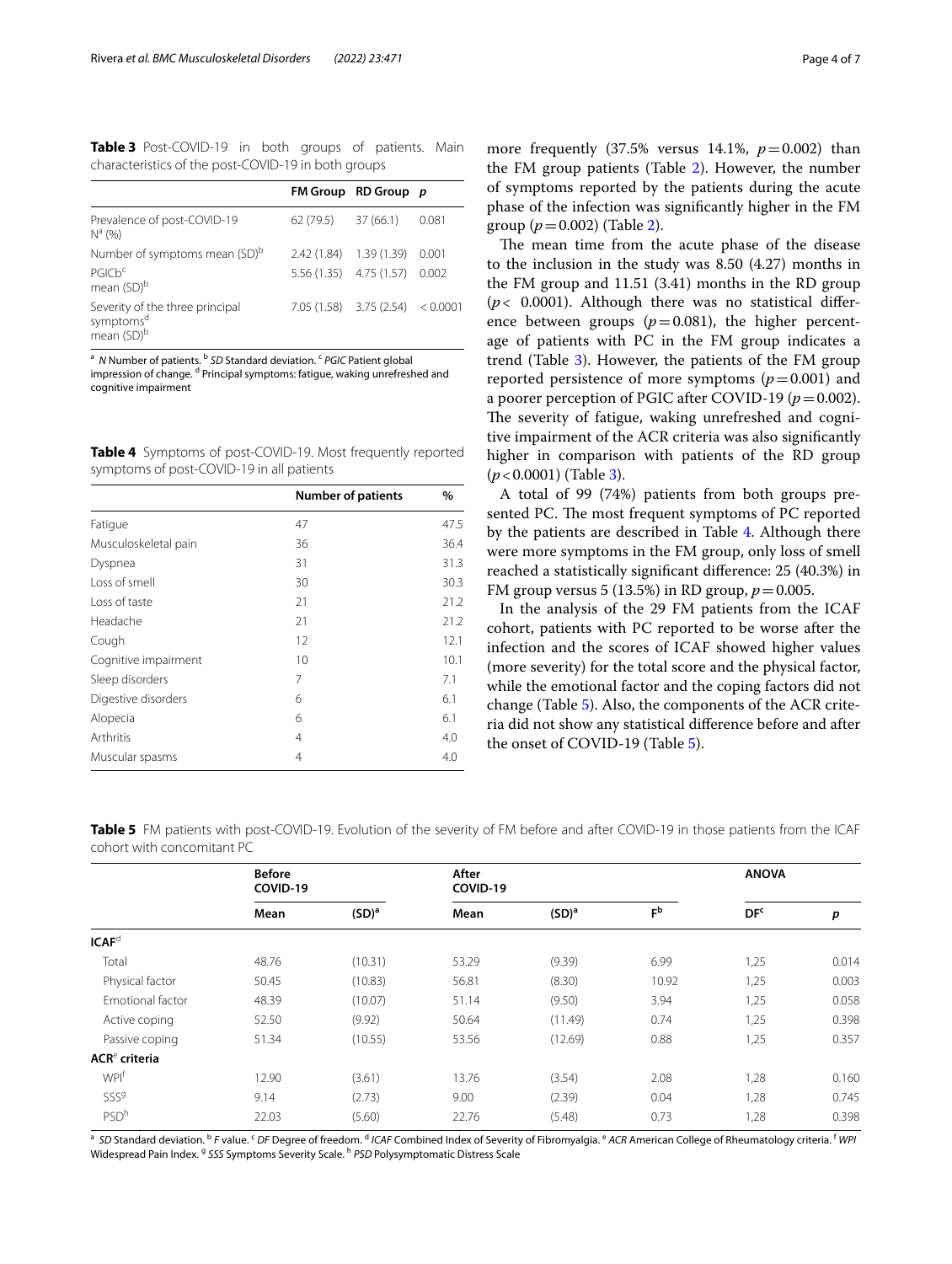**Table 3** Post-COVID-19 in both groups of patients. Main characteristics of the post-COVID-19 in both groups

| | FM Group | RD Group | *p* |
|---|---|---|---|
| Prevalence of post-COVID-19 N[a] (%) | 62 (79.5) | 37 (66.1) | 0.081 |
| Number of symptoms mean (SD)[b] | 2.42 (1.84) | 1.39 (1.39) | 0.001 |
| PGICb[c] mean (SD)[b] | 5.56 (1.35) | 4.75 (1.57) | 0.002 |
| Severity of the three principal symptoms[d] mean (SD)[b] | 7.05 (1.58) | 3.75 (2.54) | < 0.0001 |

[a] *N* Number of patients. [b] *SD* Standard deviation. [c] *PGIC* Patient global impression of change. [d] Principal symptoms: fatigue, waking unrefreshed and cognitive impairment

**Table 4** Symptoms of post-COVID-19. Most frequently reported symptoms of post-COVID-19 in all patients

| | Number of patients | % |
|---|---|---|
| Fatigue | 47 | 47.5 |
| Musculoskeletal pain | 36 | 36.4 |
| Dyspnea | 31 | 31.3 |
| Loss of smell | 30 | 30.3 |
| Loss of taste | 21 | 21.2 |
| Headache | 21 | 21.2 |
| Cough | 12 | 12.1 |
| Cognitive impairment | 10 | 10.1 |
| Sleep disorders | 7 | 7.1 |
| Digestive disorders | 6 | 6.1 |
| Alopecia | 6 | 6.1 |
| Arthritis | 4 | 4.0 |
| Muscular spasms | 4 | 4.0 |

more frequently (37.5% versus 14.1%, $p = 0.002$) than the FM group patients (Table 2). However, the number of symptoms reported by the patients during the acute phase of the infection was significantly higher in the FM group ($p = 0.002$) (Table 2).

The mean time from the acute phase of the disease to the inclusion in the study was 8.50 (4.27) months in the FM group and 11.51 (3.41) months in the RD group ($p < 0.0001$). Although there was no statistical difference between groups ($p = 0.081$), the higher percentage of patients with PC in the FM group indicates a trend (Table 3). However, the patients of the FM group reported persistence of more symptoms ($p = 0.001$) and a poorer perception of PGIC after COVID-19 ($p = 0.002$). The severity of fatigue, waking unrefreshed and cognitive impairment of the ACR criteria was also significantly higher in comparison with patients of the RD group ($p < 0.0001$) (Table 3).

A total of 99 (74%) patients from both groups presented PC. The most frequent symptoms of PC reported by the patients are described in Table 4. Although there were more symptoms in the FM group, only loss of smell reached a statistically significant difference: 25 (40.3%) in FM group versus 5 (13.5%) in RD group, $p = 0.005$.

In the analysis of the 29 FM patients from the ICAF cohort, patients with PC reported to be worse after the infection and the scores of ICAF showed higher values (more severity) for the total score and the physical factor, while the emotional factor and the coping factors did not change (Table 5). Also, the components of the ACR criteria did not show any statistical difference before and after the onset of COVID-19 (Table 5).

**Table 5** FM patients with post-COVID-19. Evolution of the severity of FM before and after COVID-19 in those patients from the ICAF cohort with concomitant PC

| | Before COVID-19 | | After COVID-19 | | | ANOVA | |
|---|---|---|---|---|---|---|---|
| | Mean | (SD)[a] | Mean | (SD)[a] | F[b] | DF[c] | *p* |
| **ICAF**[d] | | | | | | | |
| Total | 48.76 | (10.31) | 53.29 | (9.39) | 6.99 | 1,25 | 0.014 |
| Physical factor | 50.45 | (10.83) | 56.81 | (8.30) | 10.92 | 1,25 | 0.003 |
| Emotional factor | 48.39 | (10.07) | 51.14 | (9.50) | 3.94 | 1,25 | 0.058 |
| Active coping | 52.50 | (9.92) | 50.64 | (11.49) | 0.74 | 1,25 | 0.398 |
| Passive coping | 51.34 | (10.55) | 53.56 | (12.69) | 0.88 | 1,25 | 0.357 |
| **ACR**[e] **criteria** | | | | | | | |
| WPI[f] | 12.90 | (3.61) | 13.76 | (3.54) | 2.08 | 1,28 | 0.160 |
| SSS[g] | 9.14 | (2.73) | 9.00 | (2.39) | 0.04 | 1,28 | 0.745 |
| PSD[h] | 22.03 | (5.60) | 22.76 | (5.48) | 0.73 | 1,28 | 0.398 |

[a] *SD* Standard deviation. [b] *F* value. [c] *DF* Degree of freedom. [d] *ICAF* Combined Index of Severity of Fibromyalgia. [e] *ACR* American College of Rheumatology criteria. [f] *WPI* Widespread Pain Index. [g] *SSS* Symptoms Severity Scale. [h] *PSD* Polysymptomatic Distress Scale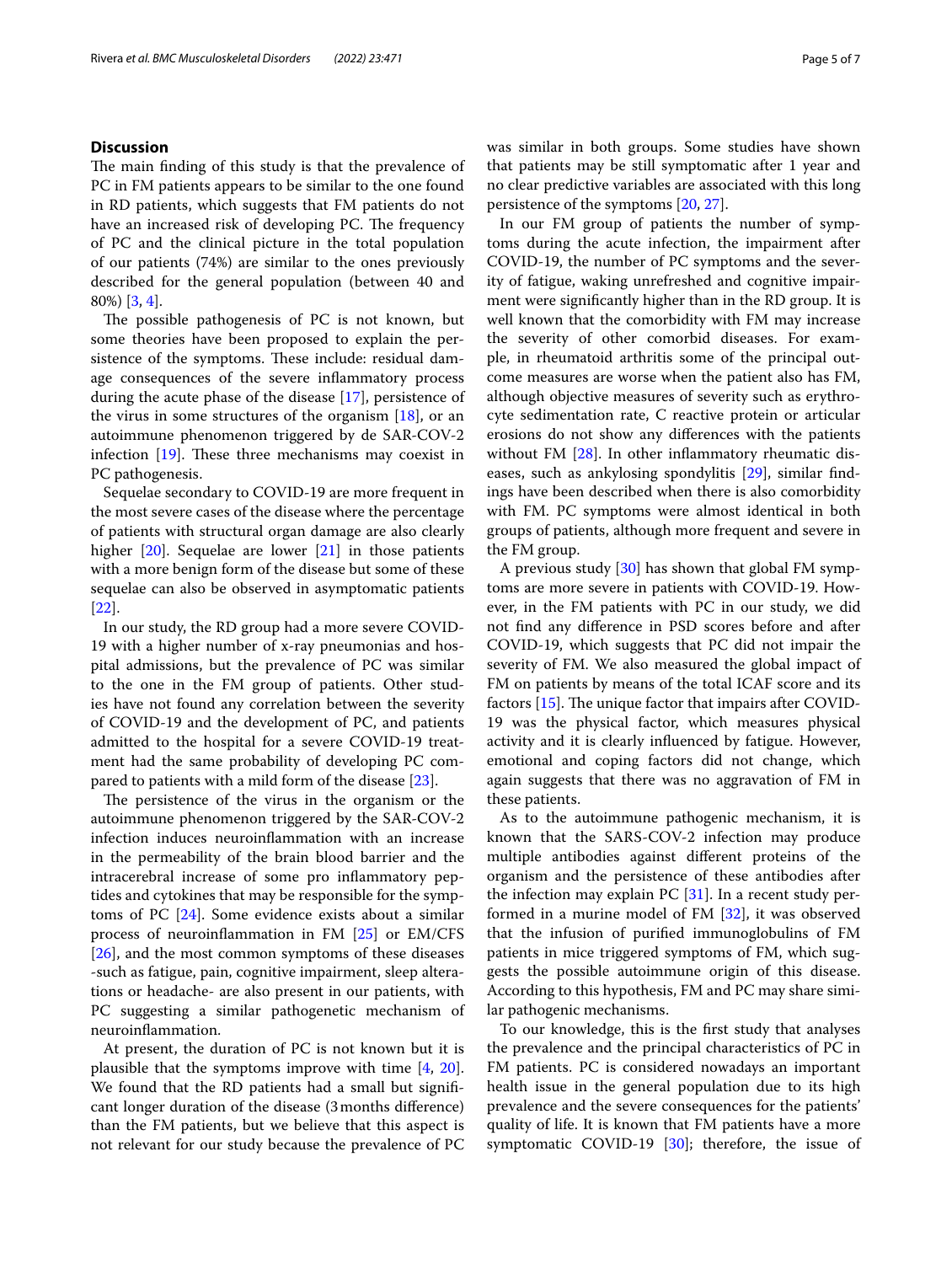## Discussion

The main finding of this study is that the prevalence of PC in FM patients appears to be similar to the one found in RD patients, which suggests that FM patients do not have an increased risk of developing PC. The frequency of PC and the clinical picture in the total population of our patients (74%) are similar to the ones previously described for the general population (between 40 and 80%) [3, 4].

The possible pathogenesis of PC is not known, but some theories have been proposed to explain the persistence of the symptoms. These include: residual damage consequences of the severe inflammatory process during the acute phase of the disease [17], persistence of the virus in some structures of the organism [18], or an autoimmune phenomenon triggered by de SAR-COV-2 infection [19]. These three mechanisms may coexist in PC pathogenesis.

Sequelae secondary to COVID-19 are more frequent in the most severe cases of the disease where the percentage of patients with structural organ damage are also clearly higher [20]. Sequelae are lower [21] in those patients with a more benign form of the disease but some of these sequelae can also be observed in asymptomatic patients [22].

In our study, the RD group had a more severe COVID-19 with a higher number of x-ray pneumonias and hospital admissions, but the prevalence of PC was similar to the one in the FM group of patients. Other studies have not found any correlation between the severity of COVID-19 and the development of PC, and patients admitted to the hospital for a severe COVID-19 treatment had the same probability of developing PC compared to patients with a mild form of the disease [23].

The persistence of the virus in the organism or the autoimmune phenomenon triggered by the SAR-COV-2 infection induces neuroinflammation with an increase in the permeability of the brain blood barrier and the intracerebral increase of some pro inflammatory peptides and cytokines that may be responsible for the symptoms of PC [24]. Some evidence exists about a similar process of neuroinflammation in FM [25] or EM/CFS [26], and the most common symptoms of these diseases -such as fatigue, pain, cognitive impairment, sleep alterations or headache- are also present in our patients, with PC suggesting a similar pathogenetic mechanism of neuroinflammation.

At present, the duration of PC is not known but it is plausible that the symptoms improve with time [4, 20]. We found that the RD patients had a small but significant longer duration of the disease (3 months difference) than the FM patients, but we believe that this aspect is not relevant for our study because the prevalence of PC was similar in both groups. Some studies have shown that patients may be still symptomatic after 1 year and no clear predictive variables are associated with this long persistence of the symptoms [20, 27].

In our FM group of patients the number of symptoms during the acute infection, the impairment after COVID-19, the number of PC symptoms and the severity of fatigue, waking unrefreshed and cognitive impairment were significantly higher than in the RD group. It is well known that the comorbidity with FM may increase the severity of other comorbid diseases. For example, in rheumatoid arthritis some of the principal outcome measures are worse when the patient also has FM, although objective measures of severity such as erythrocyte sedimentation rate, C reactive protein or articular erosions do not show any differences with the patients without FM [28]. In other inflammatory rheumatic diseases, such as ankylosing spondylitis [29], similar findings have been described when there is also comorbidity with FM. PC symptoms were almost identical in both groups of patients, although more frequent and severe in the FM group.

A previous study [30] has shown that global FM symptoms are more severe in patients with COVID-19. However, in the FM patients with PC in our study, we did not find any difference in PSD scores before and after COVID-19, which suggests that PC did not impair the severity of FM. We also measured the global impact of FM on patients by means of the total ICAF score and its factors [15]. The unique factor that impairs after COVID-19 was the physical factor, which measures physical activity and it is clearly influenced by fatigue. However, emotional and coping factors did not change, which again suggests that there was no aggravation of FM in these patients.

As to the autoimmune pathogenic mechanism, it is known that the SARS-COV-2 infection may produce multiple antibodies against different proteins of the organism and the persistence of these antibodies after the infection may explain PC [31]. In a recent study performed in a murine model of FM [32], it was observed that the infusion of purified immunoglobulins of FM patients in mice triggered symptoms of FM, which suggests the possible autoimmune origin of this disease. According to this hypothesis, FM and PC may share similar pathogenic mechanisms.

To our knowledge, this is the first study that analyses the prevalence and the principal characteristics of PC in FM patients. PC is considered nowadays an important health issue in the general population due to its high prevalence and the severe consequences for the patients' quality of life. It is known that FM patients have a more symptomatic COVID-19 [30]; therefore, the issue of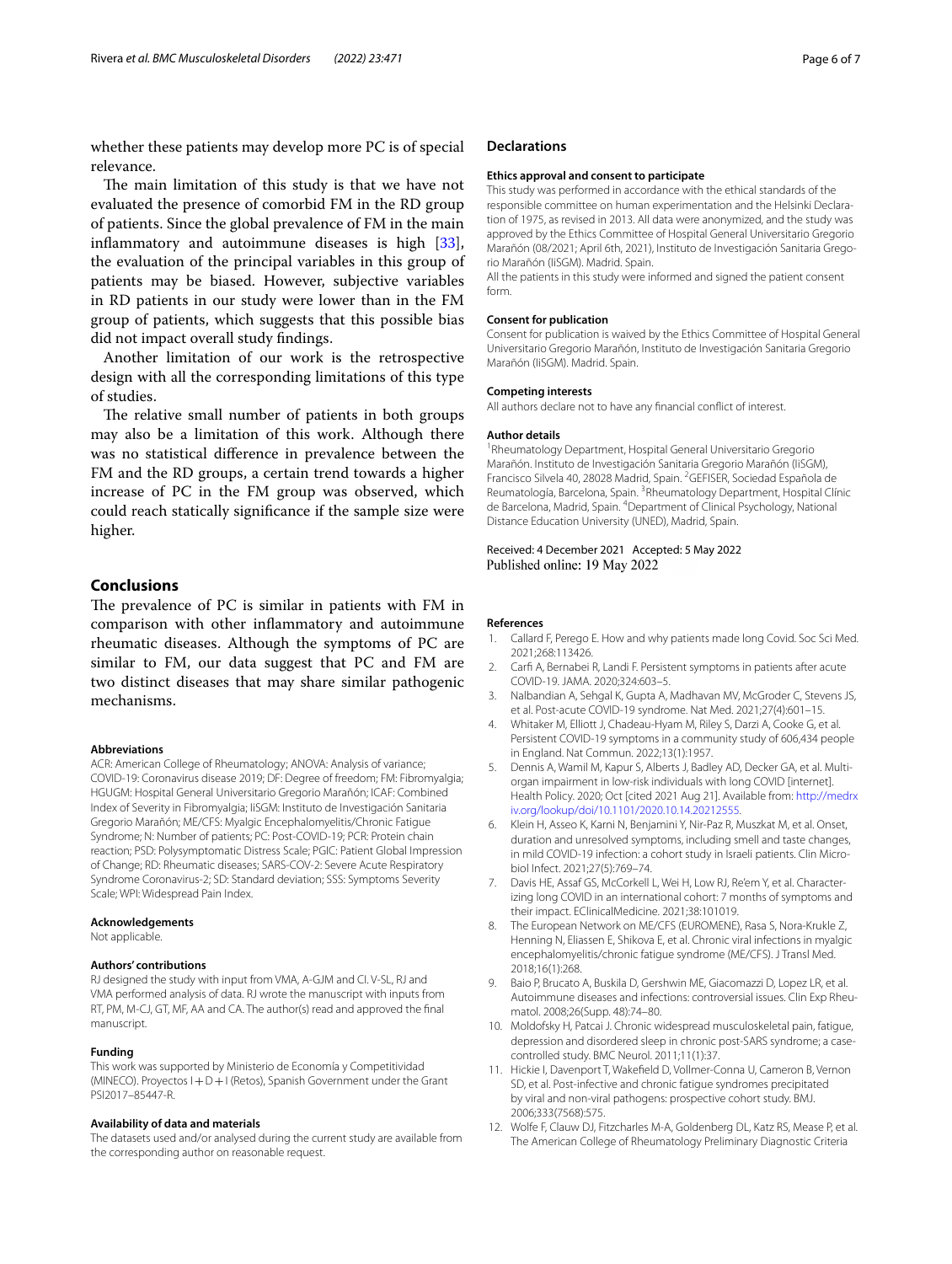whether these patients may develop more PC is of special relevance.

The main limitation of this study is that we have not evaluated the presence of comorbid FM in the RD group of patients. Since the global prevalence of FM in the main inflammatory and autoimmune diseases is high [33], the evaluation of the principal variables in this group of patients may be biased. However, subjective variables in RD patients in our study were lower than in the FM group of patients, which suggests that this possible bias did not impact overall study findings.

Another limitation of our work is the retrospective design with all the corresponding limitations of this type of studies.

The relative small number of patients in both groups may also be a limitation of this work. Although there was no statistical difference in prevalence between the FM and the RD groups, a certain trend towards a higher increase of PC in the FM group was observed, which could reach statically significance if the sample size were higher.

## Conclusions

The prevalence of PC is similar in patients with FM in comparison with other inflammatory and autoimmune rheumatic diseases. Although the symptoms of PC are similar to FM, our data suggest that PC and FM are two distinct diseases that may share similar pathogenic mechanisms.

#### Abbreviations

ACR: American College of Rheumatology; ANOVA: Analysis of variance; COVID-19: Coronavirus disease 2019; DF: Degree of freedom; FM: Fibromyalgia; HGUGM: Hospital General Universitario Gregorio Marañón; ICAF: Combined Index of Severity in Fibromyalgia; IiSGM: Instituto de Investigación Sanitaria Gregorio Marañón; ME/CFS: Myalgic Encephalomyelitis/Chronic Fatigue Syndrome; N: Number of patients; PC: Post-COVID-19; PCR: Protein chain reaction; PSD: Polysymptomatic Distress Scale; PGIC: Patient Global Impression of Change; RD: Rheumatic diseases; SARS-COV-2: Severe Acute Respiratory Syndrome Coronavirus-2; SD: Standard deviation; SSS: Symptoms Severity Scale; WPI: Widespread Pain Index.

#### Acknowledgements

Not applicable.

#### Authors' contributions

RJ designed the study with input from VMA, A-GJM and CI. V-SL, RJ and VMA performed analysis of data. RJ wrote the manuscript with inputs from RT, PM, M-CJ, GT, MF, AA and CA. The author(s) read and approved the final manuscript.

#### Funding

This work was supported by Ministerio de Economía y Competitividad (MINECO). Proyectos I+D+I (Retos), Spanish Government under the Grant PSI2017–85447-R.

#### Availability of data and materials

The datasets used and/or analysed during the current study are available from the corresponding author on reasonable request.

## Declarations

#### Ethics approval and consent to participate

This study was performed in accordance with the ethical standards of the responsible committee on human experimentation and the Helsinki Declaration of 1975, as revised in 2013. All data were anonymized, and the study was approved by the Ethics Committee of Hospital General Universitario Gregorio Marañón (08/2021; April 6th, 2021), Instituto de Investigación Sanitaria Gregorio Marañón (IiSGM). Madrid. Spain.

All the patients in this study were informed and signed the patient consent form.

#### Consent for publication

Consent for publication is waived by the Ethics Committee of Hospital General Universitario Gregorio Marañón, Instituto de Investigación Sanitaria Gregorio Marañón (IiSGM). Madrid. Spain.

#### Competing interests

All authors declare not to have any financial conflict of interest.

#### Author details

[1]Rheumatology Department, Hospital General Universitario Gregorio Marañón. Instituto de Investigación Sanitaria Gregorio Marañón (IiSGM), Francisco Silvela 40, 28028 Madrid, Spain. [2]GEFISER, Sociedad Española de Reumatología, Barcelona, Spain. [3]Rheumatology Department, Hospital Clínic de Barcelona, Madrid, Spain. [4]Department of Clinical Psychology, National Distance Education University (UNED), Madrid, Spain.

Received: 4 December 2021 Accepted: 5 May 2022
Published online: 19 May 2022

#### References

1. Callard F, Perego E. How and why patients made long Covid. Soc Sci Med. 2021;268:113426.
2. Carfi A, Bernabei R, Landi F. Persistent symptoms in patients after acute COVID-19. JAMA. 2020;324:603–5.
3. Nalbandian A, Sehgal K, Gupta A, Madhavan MV, McGroder C, Stevens JS, et al. Post-acute COVID-19 syndrome. Nat Med. 2021;27(4):601–15.
4. Whitaker M, Elliott J, Chadeau-Hyam M, Riley S, Darzi A, Cooke G, et al. Persistent COVID-19 symptoms in a community study of 606,434 people in England. Nat Commun. 2022;13(1):1957.
5. Dennis A, Wamil M, Kapur S, Alberts J, Badley AD, Decker GA, et al. Multi-organ impairment in low-risk individuals with long COVID [internet]. Health Policy. 2020; Oct [cited 2021 Aug 21]. Available from: http://medrxiv.org/lookup/doi/10.1101/2020.10.14.20212555.
6. Klein H, Asseo K, Karni N, Benjamini Y, Nir-Paz R, Muszkat M, et al. Onset, duration and unresolved symptoms, including smell and taste changes, in mild COVID-19 infection: a cohort study in Israeli patients. Clin Microbiol Infect. 2021;27(5):769–74.
7. Davis HE, Assaf GS, McCorkell L, Wei H, Low RJ, Re'em Y, et al. Characterizing long COVID in an international cohort: 7 months of symptoms and their impact. EClinicalMedicine. 2021;38:101019.
8. The European Network on ME/CFS (EUROMENE), Rasa S, Nora-Krukle Z, Henning N, Eliassen E, Shikova E, et al. Chronic viral infections in myalgic encephalomyelitis/chronic fatigue syndrome (ME/CFS). J Transl Med. 2018;16(1):268.
9. Baio P, Brucato A, Buskila D, Gershwin ME, Giacomazzi D, Lopez LR, et al. Autoimmune diseases and infections: controversial issues. Clin Exp Rheumatol. 2008;26(Supp. 48):74–80.
10. Moldofsky H, Patcai J. Chronic widespread musculoskeletal pain, fatigue, depression and disordered sleep in chronic post-SARS syndrome; a case-controlled study. BMC Neurol. 2011;11(1):37.
11. Hickie I, Davenport T, Wakefield D, Vollmer-Conna U, Cameron B, Vernon SD, et al. Post-infective and chronic fatigue syndromes precipitated by viral and non-viral pathogens: prospective cohort study. BMJ. 2006;333(7568):575.
12. Wolfe F, Clauw DJ, Fitzcharles M-A, Goldenberg DL, Katz RS, Mease P, et al. The American College of Rheumatology Preliminary Diagnostic Criteria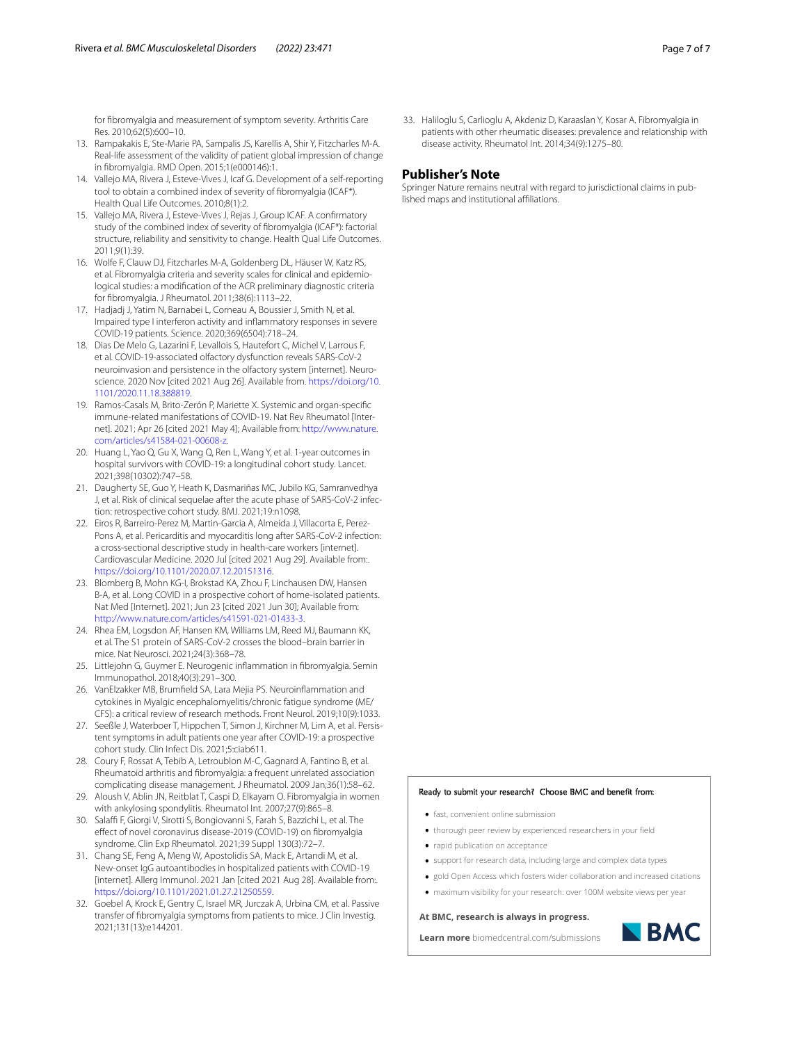for fibromyalgia and measurement of symptom severity. Arthritis Care Res. 2010;62(5):600–10.

13. Rampakakis E, Ste-Marie PA, Sampalis JS, Karellis A, Shir Y, Fitzcharles M-A. Real-life assessment of the validity of patient global impression of change in fibromyalgia. RMD Open. 2015;1(e000146):1.
14. Vallejo MA, Rivera J, Esteve-Vives J, Icaf G. Development of a self-reporting tool to obtain a combined index of severity of fibromyalgia (ICAF*). Health Qual Life Outcomes. 2010;8(1):2.
15. Vallejo MA, Rivera J, Esteve-Vives J, Rejas J, Group ICAF. A confirmatory study of the combined index of severity of fibromyalgia (ICAF*): factorial structure, reliability and sensitivity to change. Health Qual Life Outcomes. 2011;9(1):39.
16. Wolfe F, Clauw DJ, Fitzcharles M-A, Goldenberg DL, Häuser W, Katz RS, et al. Fibromyalgia criteria and severity scales for clinical and epidemiological studies: a modification of the ACR preliminary diagnostic criteria for fibromyalgia. J Rheumatol. 2011;38(6):1113–22.
17. Hadjadj J, Yatim N, Barnabei L, Corneau A, Boussier J, Smith N, et al. Impaired type I interferon activity and inflammatory responses in severe COVID-19 patients. Science. 2020;369(6504):718–24.
18. Dias De Melo G, Lazarini F, Levallois S, Hautefort C, Michel V, Larrous F, et al. COVID-19-associated olfactory dysfunction reveals SARS-CoV-2 neuroinvasion and persistence in the olfactory system [internet]. Neuroscience. 2020 Nov [cited 2021 Aug 26]. Available from. https://doi.org/10.1101/2020.11.18.388819.
19. Ramos-Casals M, Brito-Zerón P, Mariette X. Systemic and organ-specific immune-related manifestations of COVID-19. Nat Rev Rheumatol [Internet]. 2021; Apr 26 [cited 2021 May 4]; Available from: http://www.nature.com/articles/s41584-021-00608-z.
20. Huang L, Yao Q, Gu X, Wang Q, Ren L, Wang Y, et al. 1-year outcomes in hospital survivors with COVID-19: a longitudinal cohort study. Lancet. 2021;398(10302):747–58.
21. Daugherty SE, Guo Y, Heath K, Dasmariñas MC, Jubilo KG, Samranvedhya J, et al. Risk of clinical sequelae after the acute phase of SARS-CoV-2 infection: retrospective cohort study. BMJ. 2021;19:n1098.
22. Eiros R, Barreiro-Perez M, Martin-Garcia A, Almeida J, Villacorta E, Perez-Pons A, et al. Pericarditis and myocarditis long after SARS-CoV-2 infection: a cross-sectional descriptive study in health-care workers [internet]. Cardiovascular Medicine. 2020 Jul [cited 2021 Aug 29]. Available from:. https://doi.org/10.1101/2020.07.12.20151316.
23. Blomberg B, Mohn KG-I, Brokstad KA, Zhou F, Linchausen DW, Hansen B-A, et al. Long COVID in a prospective cohort of home-isolated patients. Nat Med [Internet]. 2021; Jun 23 [cited 2021 Jun 30]; Available from: http://www.nature.com/articles/s41591-021-01433-3.
24. Rhea EM, Logsdon AF, Hansen KM, Williams LM, Reed MJ, Baumann KK, et al. The S1 protein of SARS-CoV-2 crosses the blood–brain barrier in mice. Nat Neurosci. 2021;24(3):368–78.
25. Littlejohn G, Guymer E. Neurogenic inflammation in fibromyalgia. Semin Immunopathol. 2018;40(3):291–300.
26. VanElzakker MB, Brumfield SA, Lara Mejia PS. Neuroinflammation and cytokines in Myalgic encephalomyelitis/chronic fatigue syndrome (ME/CFS): a critical review of research methods. Front Neurol. 2019;10(9):1033.
27. Seeßle J, Waterboer T, Hippchen T, Simon J, Kirchner M, Lim A, et al. Persistent symptoms in adult patients one year after COVID-19: a prospective cohort study. Clin Infect Dis. 2021;5:ciab611.
28. Coury F, Rossat A, Tebib A, Letroublon M-C, Gagnard A, Fantino B, et al. Rheumatoid arthritis and fibromyalgia: a frequent unrelated association complicating disease management. J Rheumatol. 2009 Jan;36(1):58–62.
29. Aloush V, Ablin JN, Reitblat T, Caspi D, Elkayam O. Fibromyalgia in women with ankylosing spondylitis. Rheumatol Int. 2007;27(9):865–8.
30. Salaffi F, Giorgi V, Sirotti S, Bongiovanni S, Farah S, Bazzichi L, et al. The effect of novel coronavirus disease-2019 (COVID-19) on fibromyalgia syndrome. Clin Exp Rheumatol. 2021;39 Suppl 130(3):72–7.
31. Chang SE, Feng A, Meng W, Apostolidis SA, Mack E, Artandi M, et al. New-onset IgG autoantibodies in hospitalized patients with COVID-19 [internet]. Allerg Immunol. 2021 Jan [cited 2021 Aug 28]. Available from:. https://doi.org/10.1101/2021.01.27.21250559.
32. Goebel A, Krock E, Gentry C, Israel MR, Jurczak A, Urbina CM, et al. Passive transfer of fibromyalgia symptoms from patients to mice. J Clin Investig. 2021;131(13):e144201.
33. Haliloglu S, Carlioglu A, Akdeniz D, Karaaslan Y, Kosar A. Fibromyalgia in patients with other rheumatic diseases: prevalence and relationship with disease activity. Rheumatol Int. 2014;34(9):1275–80.

## Publisher's Note

Springer Nature remains neutral with regard to jurisdictional claims in published maps and institutional affiliations.

Ready to submit your research? Choose BMC and benefit from:

- fast, convenient online submission
- thorough peer review by experienced researchers in your field
- rapid publication on acceptance
- support for research data, including large and complex data types
- gold Open Access which fosters wider collaboration and increased citations
- maximum visibility for your research: over 100M website views per year

**At BMC, research is always in progress.**

**Learn more** biomedcentral.com/submissions

BMC